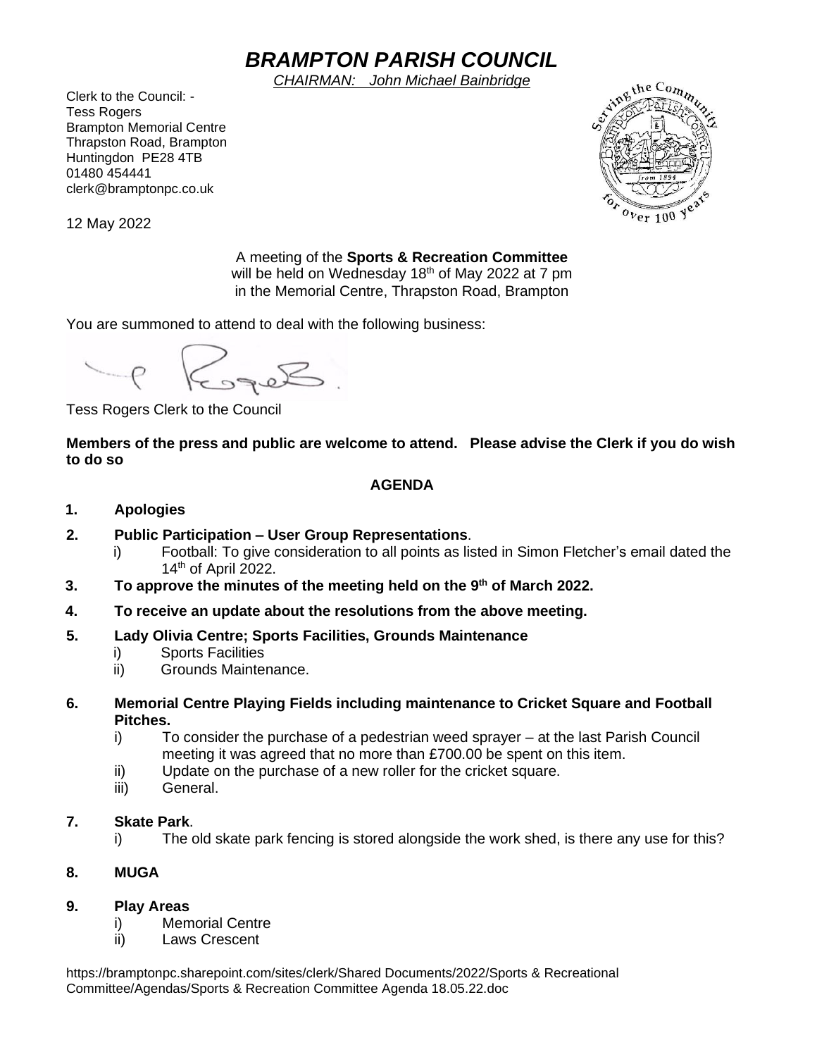# *BRAMPTON PARISH COUNCIL*

*CHAIRMAN: John Michael Bainbridge*

Clerk to the Council: -
Tess Rogers
Brampton Memorial Centre
Thrapston Road, Brampton
Huntingdon PE28 4TB
01480 454441
clerk@bramptonpc.co.uk

12 May 2022

A meeting of the **Sports & Recreation Committee**
will be held on Wednesday 18th of May 2022 at 7 pm
in the Memorial Centre, Thrapston Road, Brampton

You are summoned to attend to deal with the following business:

Tess Rogers Clerk to the Council

**Members of the press and public are welcome to attend. Please advise the Clerk if you do wish to do so**

## AGENDA

1. **Apologies**
2. **Public Participation – User Group Representations**.
   i) Football: To give consideration to all points as listed in Simon Fletcher's email dated the 14th of April 2022.
3. **To approve the minutes of the meeting held on the 9th of March 2022.**
4. **To receive an update about the resolutions from the above meeting.**
5. **Lady Olivia Centre; Sports Facilities, Grounds Maintenance**
   i) Sports Facilities
   ii) Grounds Maintenance.
6. **Memorial Centre Playing Fields including maintenance to Cricket Square and Football Pitches.**
   i) To consider the purchase of a pedestrian weed sprayer – at the last Parish Council meeting it was agreed that no more than £700.00 be spent on this item.
   ii) Update on the purchase of a new roller for the cricket square.
   iii) General.
7. **Skate Park**.
   i) The old skate park fencing is stored alongside the work shed, is there any use for this?
8. **MUGA**
9. **Play Areas**
   i) Memorial Centre
   ii) Laws Crescent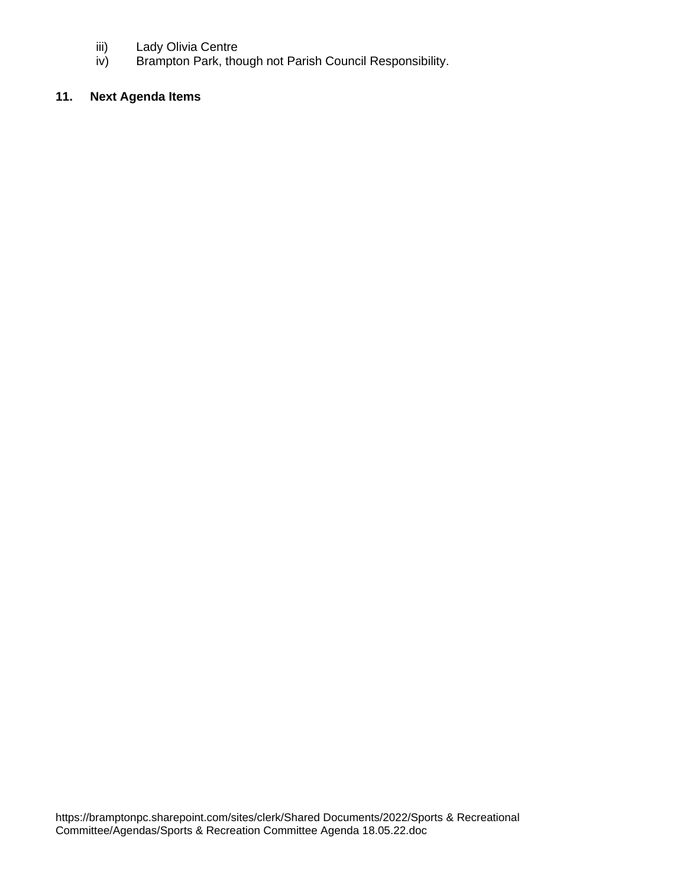iii) Lady Olivia Centre
iv) Brampton Park, though not Parish Council Responsibility.

**11. Next Agenda Items**